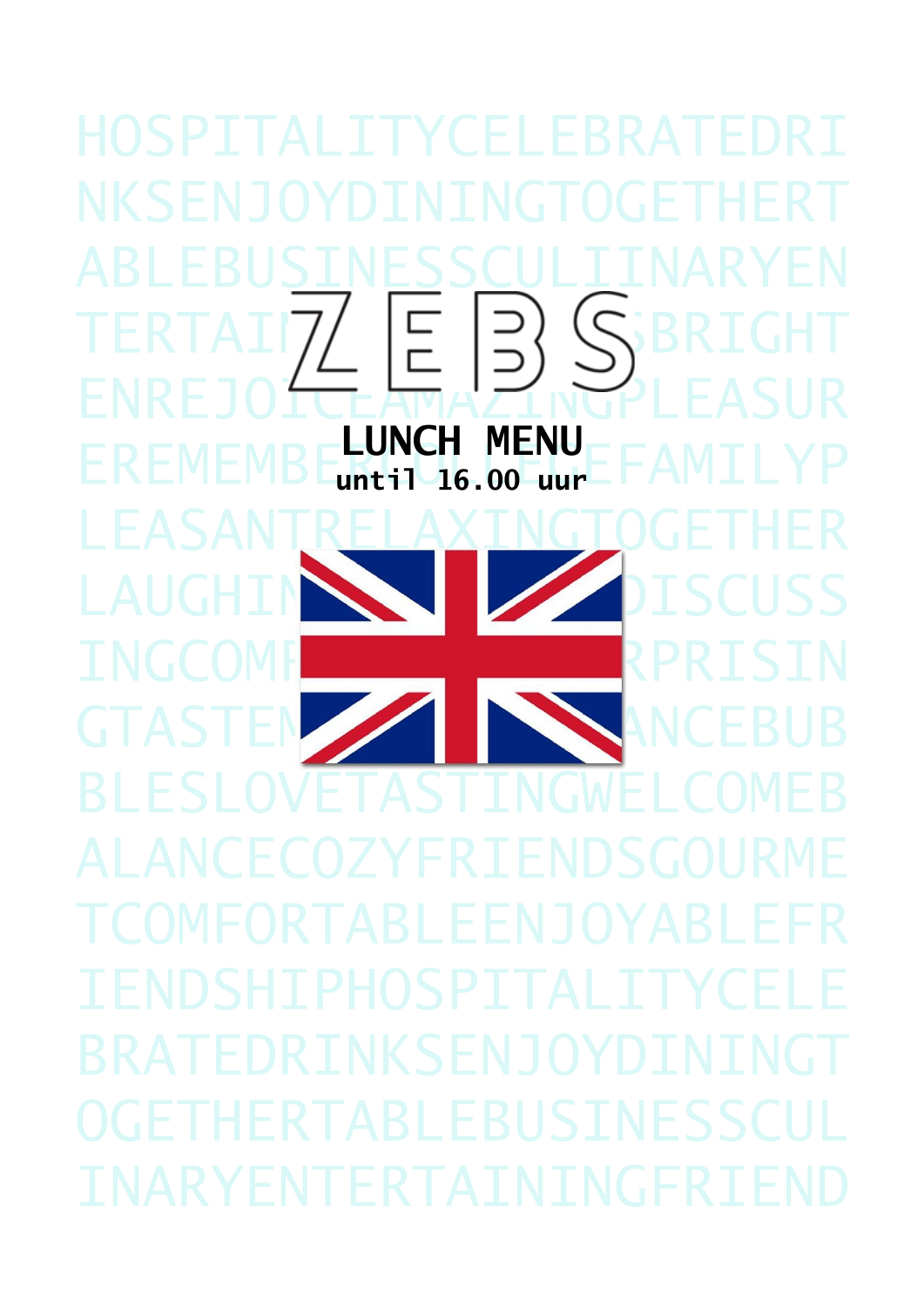# ZEBS

## LUNCH MENU

**until 16.00 uur**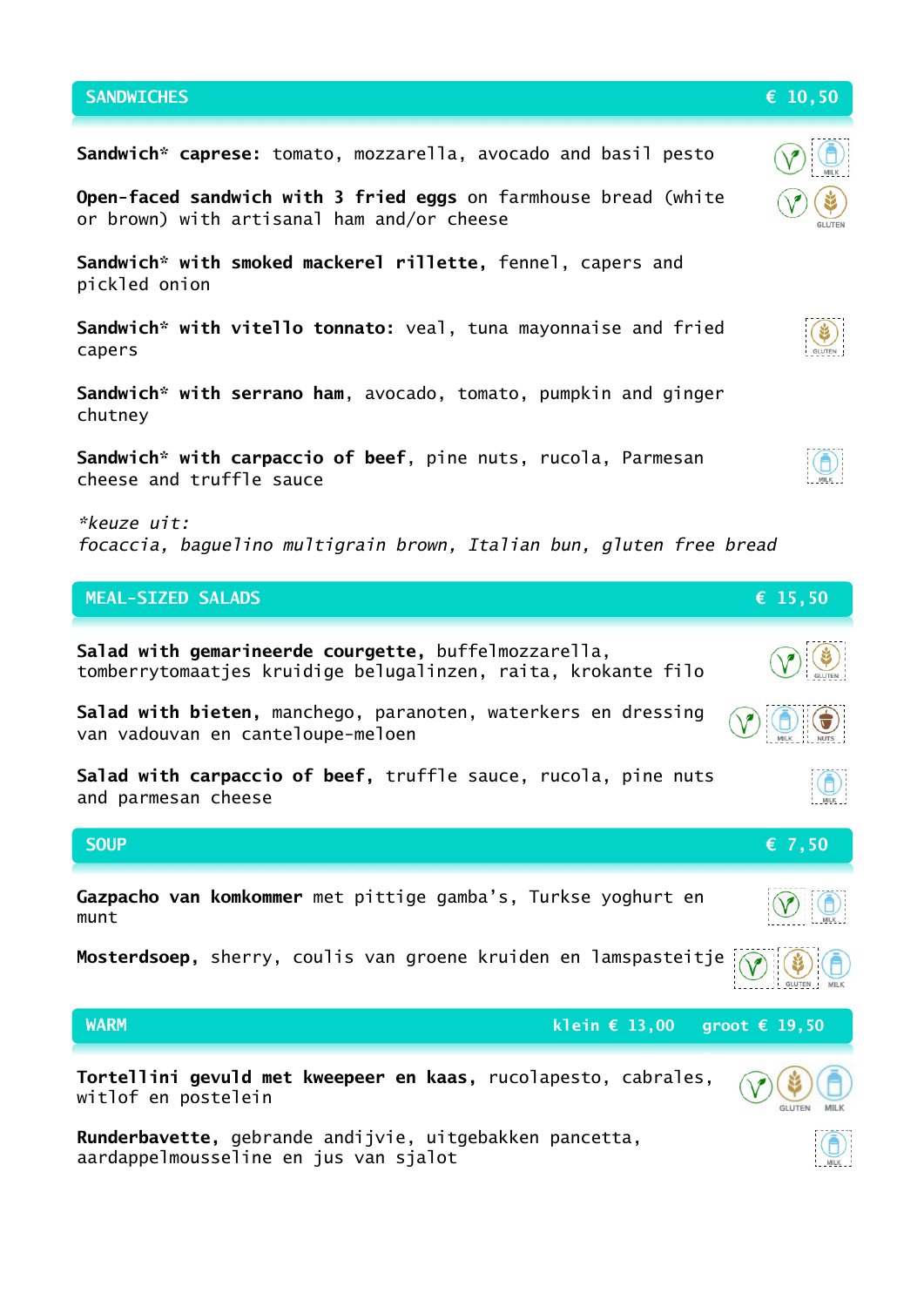## SANDWICHES € 10,50

**Sandwich\* caprese:** tomato, mozzarella, avocado and basil pesto

**Open-faced sandwich with 3 fried eggs** on farmhouse bread (white or brown) with artisanal ham and/or cheese

**Sandwich\* with smoked mackerel rillette,** fennel, capers and pickled onion

**Sandwich\* with vitello tonnato:** veal, tuna mayonnaise and fried capers

**Sandwich\* with serrano ham**, avocado, tomato, pumpkin and ginger chutney

**Sandwich\* with carpaccio of beef**, pine nuts, rucola, Parmesan cheese and truffle sauce

*\*keuze uit:*
*focaccia, baguelino multigrain brown, Italian bun, gluten free bread*

## MEAL-SIZED SALADS € 15,50

**Salad with gemarineerde courgette,** buffelmozzarella, tomberrytomaatjes kruidige belugalinzen, raita, krokante filo

**Salad with bieten,** manchego, paranoten, waterkers en dressing van vadouvan en canteloupe-meloen

**Salad with carpaccio of beef,** truffle sauce, rucola, pine nuts and parmesan cheese

## SOUP € 7,50

**Gazpacho van komkommer** met pittige gamba's, Turkse yoghurt en munt

**Mosterdsoep,** sherry, coulis van groene kruiden en lamspasteitje

## WARM klein € 13,00 groot € 19,50

**Tortellini gevuld met kweepeer en kaas,** rucolapesto, cabrales, witlof en postelein

**Runderbavette,** gebrande andijvie, uitgebakken pancetta, aardappelmousseline en jus van sjalot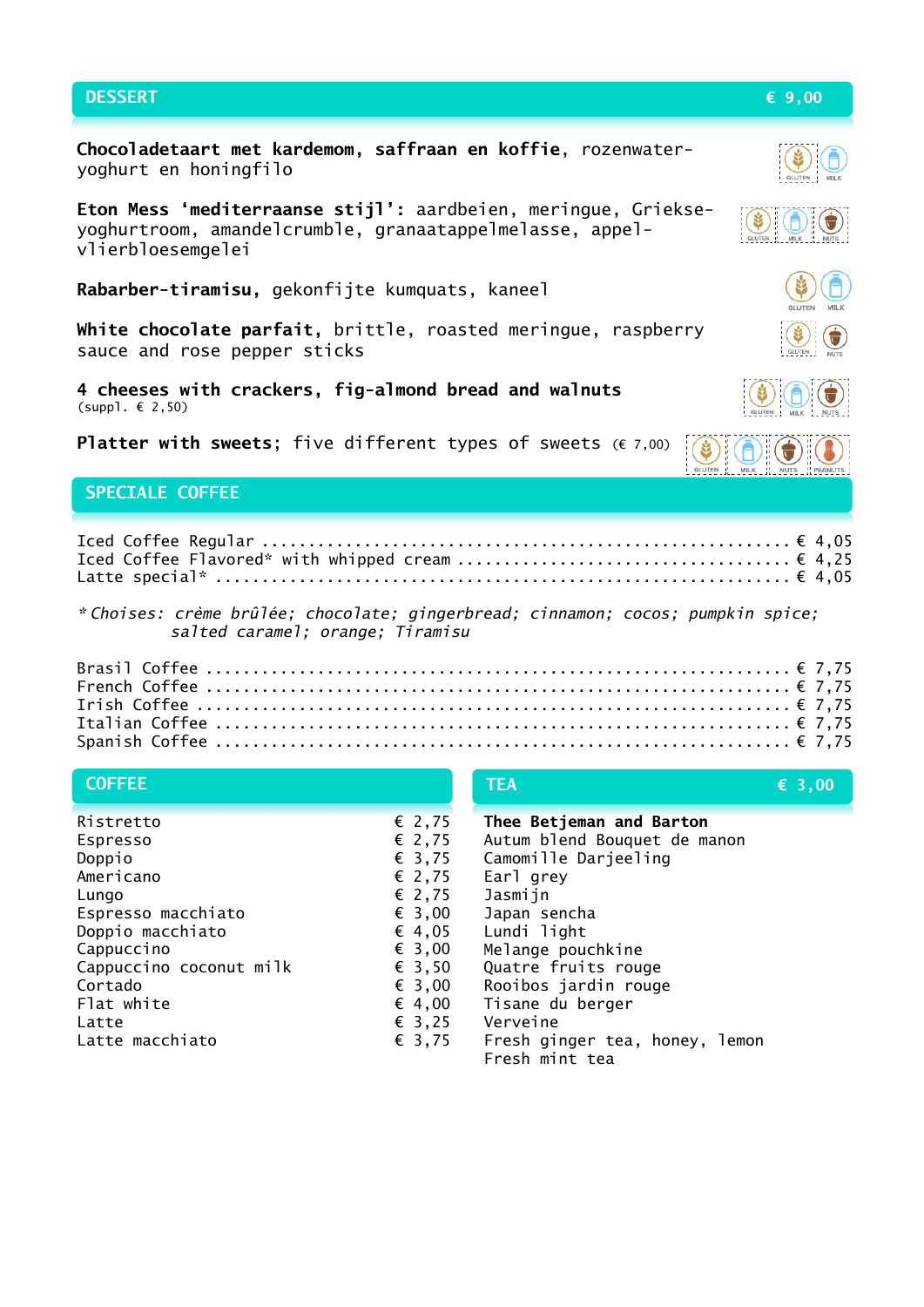## DESSERT € 9,00

**Chocoladetaart met kardemom, saffraan en koffie**, rozenwater-yoghurt en honingfilo

GLUTEN MILK

**Eton Mess 'mediterraanse stijl'**: aardbeien, meringue, Griekse-yoghurtroom, amandelcrumble, granaatappelmelasse, appel-vlierbloesemgelei

GLUTEN MILK NUTS

**Rabarber-tiramisu**, gekonfijte kumquats, kaneel

GLUTEN MILK

**White chocolate parfait**, brittle, roasted meringue, raspberry sauce and rose pepper sticks

GLUTEN NUTS

**4 cheeses with crackers, fig-almond bread and walnuts**
(suppl. € 2,50)

GLUTEN MILK NUTS

**Platter with sweets**; five different types of sweets (€ 7,00)

GLUTEN MILK NUTS PEANUTS

## SPECIALE COFFEE

| | |
|---|---|
| Iced Coffee Regular | € 4,05 |
| Iced Coffee Flavored* with whipped cream | € 4,25 |
| Latte special* | € 4,05 |

*\* Choises: crème brûlée; chocolate; gingerbread; cinnamon; cocos; pumpkin spice; salted caramel; orange; Tiramisu*

| | |
|---|---|
| Brasil Coffee | € 7,75 |
| French Coffee | € 7,75 |
| Irish Coffee | € 7,75 |
| Italian Coffee | € 7,75 |
| Spanish Coffee | € 7,75 |

## COFFEE

| | |
|---|---|
| Ristretto | € 2,75 |
| Espresso | € 2,75 |
| Doppio | € 3,75 |
| Americano | € 2,75 |
| Lungo | € 2,75 |
| Espresso macchiato | € 3,00 |
| Doppio macchiato | € 4,05 |
| Cappuccino | € 3,00 |
| Cappuccino coconut milk | € 3,50 |
| Cortado | € 3,00 |
| Flat white | € 4,00 |
| Latte | € 3,25 |
| Latte macchiato | € 3,75 |

## TEA € 3,00

**Thee Betjeman and Barton**

- Autum blend Bouquet de manon
- Camomille Darjeeling
- Earl grey
- Jasmijn
- Japan sencha
- Lundi light
- Melange pouchkine
- Quatre fruits rouge
- Rooibos jardin rouge
- Tisane du berger
- Verveine
- Fresh ginger tea, honey, lemon
- Fresh mint tea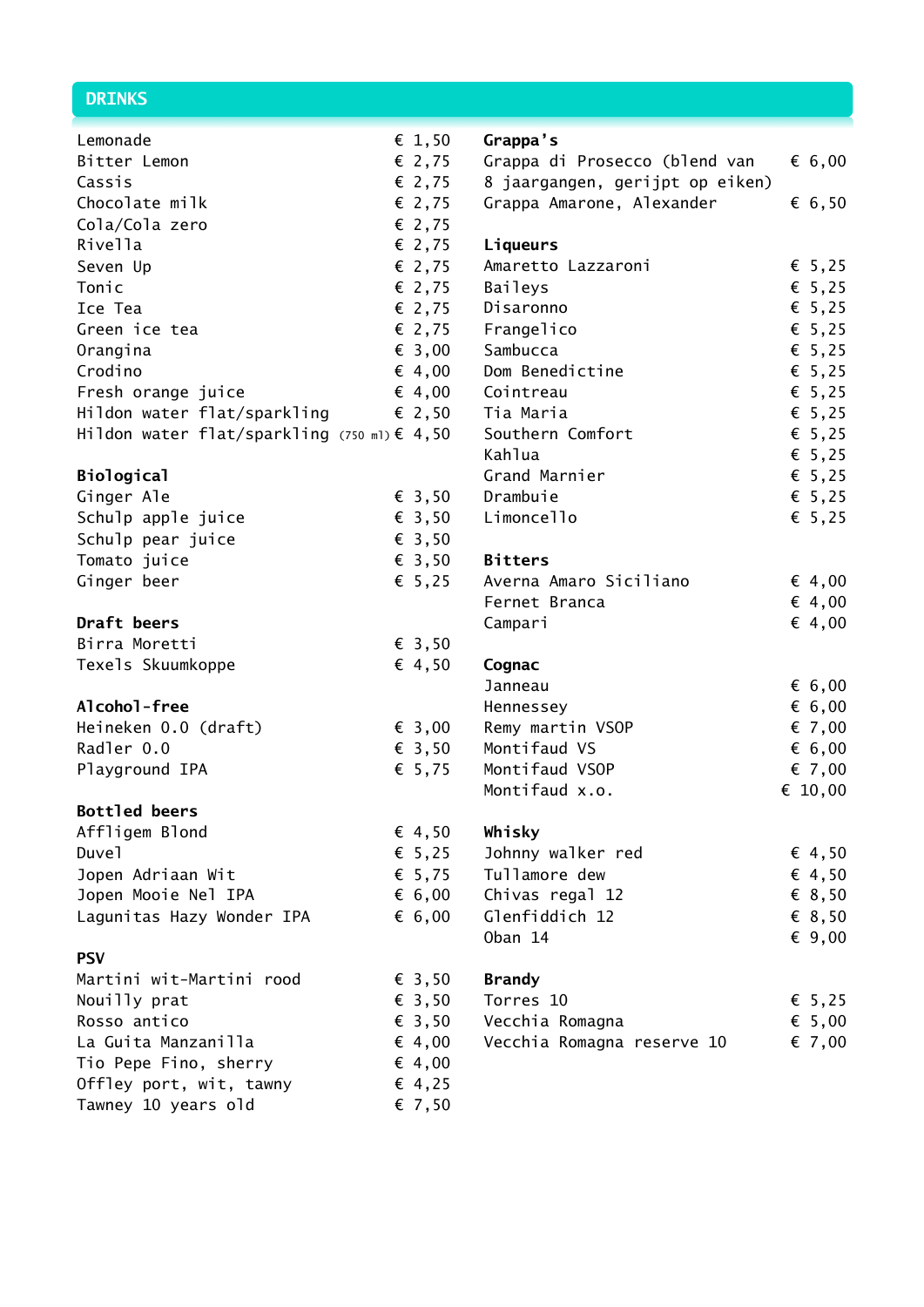# DRINKS

| | |
|---|---|
| Lemonade | € 1,50 |
| Bitter Lemon | € 2,75 |
| Cassis | € 2,75 |
| Chocolate milk | € 2,75 |
| Cola/Cola zero | € 2,75 |
| Rivella | € 2,75 |
| Seven Up | € 2,75 |
| Tonic | € 2,75 |
| Ice Tea | € 2,75 |
| Green ice tea | € 2,75 |
| Orangina | € 3,00 |
| Crodino | € 4,00 |
| Fresh orange juice | € 4,00 |
| Hildon water flat/sparkling | € 2,50 |
| Hildon water flat/sparkling (750 ml) | € 4,50 |

**Biological**

| | |
|---|---|
| Ginger Ale | € 3,50 |
| Schulp apple juice | € 3,50 |
| Schulp pear juice | € 3,50 |
| Tomato juice | € 3,50 |
| Ginger beer | € 5,25 |

**Draft beers**

| | |
|---|---|
| Birra Moretti | € 3,50 |
| Texels Skuumkoppe | € 4,50 |

**Alcohol-free**

| | |
|---|---|
| Heineken 0.0 (draft) | € 3,00 |
| Radler 0.0 | € 3,50 |
| Playground IPA | € 5,75 |

**Bottled beers**

| | |
|---|---|
| Affligem Blond | € 4,50 |
| Duvel | € 5,25 |
| Jopen Adriaan Wit | € 5,75 |
| Jopen Mooie Nel IPA | € 6,00 |
| Lagunitas Hazy Wonder IPA | € 6,00 |

**PSV**

| | |
|---|---|
| Martini wit-Martini rood | € 3,50 |
| Nouilly prat | € 3,50 |
| Rosso antico | € 3,50 |
| La Guita Manzanilla | € 4,00 |
| Tio Pepe Fino, sherry | € 4,00 |
| Offley port, wit, tawny | € 4,25 |
| Tawney 10 years old | € 7,50 |

**Grappa's**

| | |
|---|---|
| Grappa di Prosecco (blend van 8 jaargangen, gerijpt op eiken) | € 6,00 |
| Grappa Amarone, Alexander | € 6,50 |

**Liqueurs**

| | |
|---|---|
| Amaretto Lazzaroni | € 5,25 |
| Baileys | € 5,25 |
| Disaronno | € 5,25 |
| Frangelico | € 5,25 |
| Sambucca | € 5,25 |
| Dom Benedictine | € 5,25 |
| Cointreau | € 5,25 |
| Tia Maria | € 5,25 |
| Southern Comfort | € 5,25 |
| Kahlua | € 5,25 |
| Grand Marnier | € 5,25 |
| Drambuie | € 5,25 |
| Limoncello | € 5,25 |

**Bitters**

| | |
|---|---|
| Averna Amaro Siciliano | € 4,00 |
| Fernet Branca | € 4,00 |
| Campari | € 4,00 |

**Cognac**

| | |
|---|---|
| Janneau | € 6,00 |
| Hennessey | € 6,00 |
| Remy martin VSOP | € 7,00 |
| Montifaud VS | € 6,00 |
| Montifaud VSOP | € 7,00 |
| Montifaud x.o. | € 10,00 |

**Whisky**

| | |
|---|---|
| Johnny walker red | € 4,50 |
| Tullamore dew | € 4,50 |
| Chivas regal 12 | € 8,50 |
| Glenfiddich 12 | € 8,50 |
| Oban 14 | € 9,00 |

**Brandy**

| | |
|---|---|
| Torres 10 | € 5,25 |
| Vecchia Romagna | € 5,00 |
| Vecchia Romagna reserve 10 | € 7,00 |